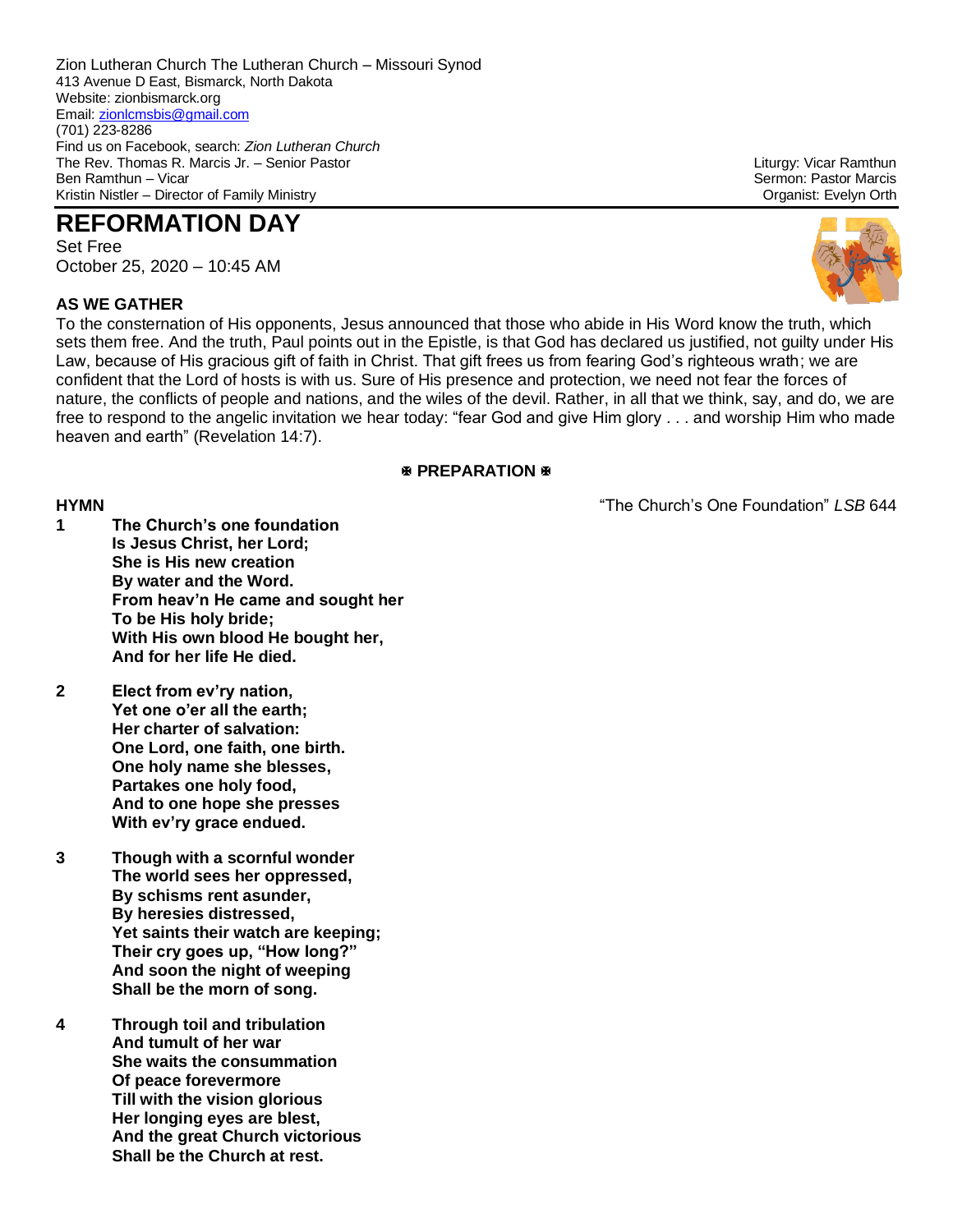Zion Lutheran Church The Lutheran Church – Missouri Synod
413 Avenue D East, Bismarck, North Dakota
Website: zionbismarck.org
Email: zionlcmsbis@gmail.com
(701) 223-8286
Find us on Facebook, search: *Zion Lutheran Church*
The Rev. Thomas R. Marcis Jr. – Senior Pastor
Ben Ramthun – Vicar
Kristin Nistler – Director of Family Ministry

Liturgy: Vicar Ramthun
Sermon: Pastor Marcis
Organist: Evelyn Orth

# REFORMATION DAY

Set Free
October 25, 2020 – 10:45 AM

**AS WE GATHER**

To the consternation of His opponents, Jesus announced that those who abide in His Word know the truth, which sets them free. And the truth, Paul points out in the Epistle, is that God has declared us justified, not guilty under His Law, because of His gracious gift of faith in Christ. That gift frees us from fearing God's righteous wrath; we are confident that the Lord of hosts is with us. Sure of His presence and protection, we need not fear the forces of nature, the conflicts of people and nations, and the wiles of the devil. Rather, in all that we think, say, and do, we are free to respond to the angelic invitation we hear today: "fear God and give Him glory . . . and worship Him who made heaven and earth" (Revelation 14:7).

**✠ PREPARATION ✠**

**HYMN** "The Church's One Foundation" *LSB* 644

**1 The Church's one foundation**
**Is Jesus Christ, her Lord;**
**She is His new creation**
**By water and the Word.**
**From heav'n He came and sought her**
**To be His holy bride;**
**With His own blood He bought her,**
**And for her life He died.**

**2 Elect from ev'ry nation,**
**Yet one o'er all the earth;**
**Her charter of salvation:**
**One Lord, one faith, one birth.**
**One holy name she blesses,**
**Partakes one holy food,**
**And to one hope she presses**
**With ev'ry grace endued.**

**3 Though with a scornful wonder**
**The world sees her oppressed,**
**By schisms rent asunder,**
**By heresies distressed,**
**Yet saints their watch are keeping;**
**Their cry goes up, "How long?"**
**And soon the night of weeping**
**Shall be the morn of song.**

**4 Through toil and tribulation**
**And tumult of her war**
**She waits the consummation**
**Of peace forevermore**
**Till with the vision glorious**
**Her longing eyes are blest,**
**And the great Church victorious**
**Shall be the Church at rest.**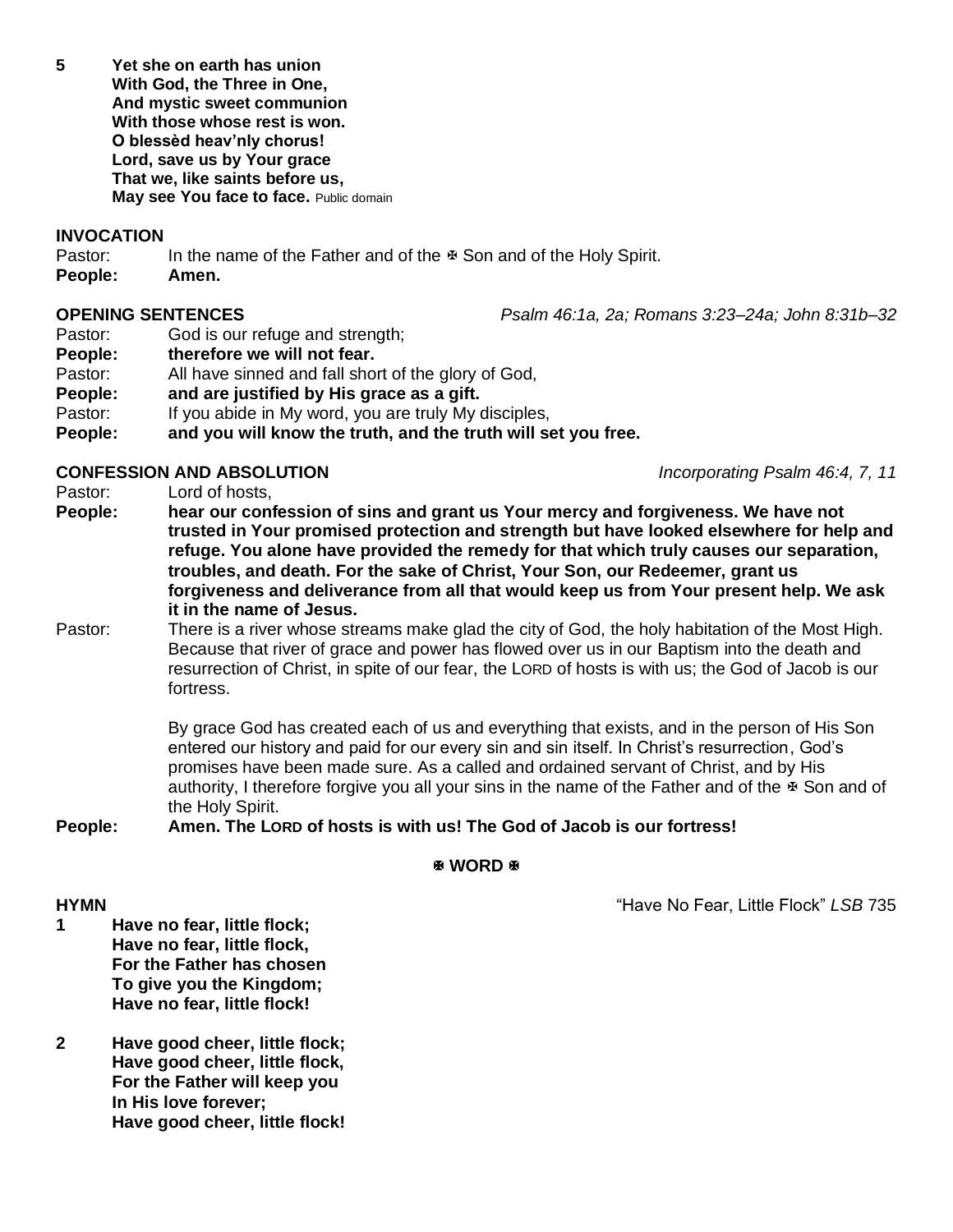**5 Yet she on earth has union**
**With God, the Three in One,**
**And mystic sweet communion**
**With those whose rest is won.**
**O blessèd heav'nly chorus!**
**Lord, save us by Your grace**
**That we, like saints before us,**
**May see You face to face.** Public domain

**INVOCATION**

Pastor: In the name of the Father and of the ✠ Son and of the Holy Spirit.
**People: Amen.**

**OPENING SENTENCES** *Psalm 46:1a, 2a; Romans 3:23–24a; John 8:31b–32*

Pastor: God is our refuge and strength;
**People: therefore we will not fear.**
Pastor: All have sinned and fall short of the glory of God,
**People: and are justified by His grace as a gift.**
Pastor: If you abide in My word, you are truly My disciples,
**People: and you will know the truth, and the truth will set you free.**

**CONFESSION AND ABSOLUTION** *Incorporating Psalm 46:4, 7, 11*

Pastor: Lord of hosts,
**People: hear our confession of sins and grant us Your mercy and forgiveness. We have not trusted in Your promised protection and strength but have looked elsewhere for help and refuge. You alone have provided the remedy for that which truly causes our separation, troubles, and death. For the sake of Christ, Your Son, our Redeemer, grant us forgiveness and deliverance from all that would keep us from Your present help. We ask it in the name of Jesus.**
Pastor: There is a river whose streams make glad the city of God, the holy habitation of the Most High. Because that river of grace and power has flowed over us in our Baptism into the death and resurrection of Christ, in spite of our fear, the LORD of hosts is with us; the God of Jacob is our fortress.

By grace God has created each of us and everything that exists, and in the person of His Son entered our history and paid for our every sin and sin itself. In Christ's resurrection, God's promises have been made sure. As a called and ordained servant of Christ, and by His authority, I therefore forgive you all your sins in the name of the Father and of the ✠ Son and of the Holy Spirit.
**People: Amen. The LORD of hosts is with us! The God of Jacob is our fortress!**

**✠ WORD ✠**

**HYMN** "Have No Fear, Little Flock" *LSB* 735

**1 Have no fear, little flock;**
**Have no fear, little flock,**
**For the Father has chosen**
**To give you the Kingdom;**
**Have no fear, little flock!**

**2 Have good cheer, little flock;**
**Have good cheer, little flock,**
**For the Father will keep you**
**In His love forever;**
**Have good cheer, little flock!**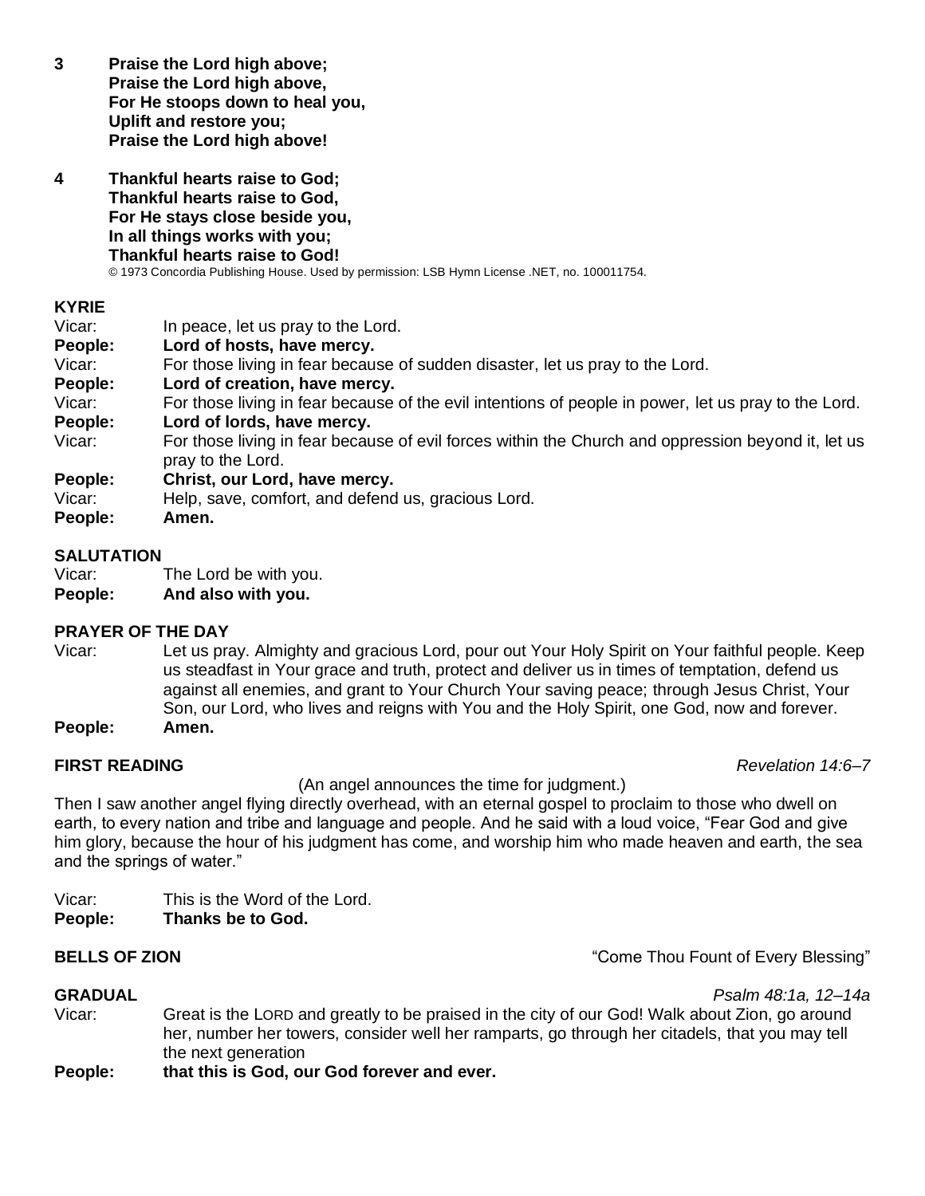**3 Praise the Lord high above;**
**Praise the Lord high above,**
**For He stoops down to heal you,**
**Uplift and restore you;**
**Praise the Lord high above!**

**4 Thankful hearts raise to God;**
**Thankful hearts raise to God,**
**For He stays close beside you,**
**In all things works with you;**
**Thankful hearts raise to God!**

© 1973 Concordia Publishing House. Used by permission: LSB Hymn License .NET, no. 100011754.

**KYRIE**

Vicar: In peace, let us pray to the Lord.
**People: Lord of hosts, have mercy.**
Vicar: For those living in fear because of sudden disaster, let us pray to the Lord.
**People: Lord of creation, have mercy.**
Vicar: For those living in fear because of the evil intentions of people in power, let us pray to the Lord.
**People: Lord of lords, have mercy.**
Vicar: For those living in fear because of evil forces within the Church and oppression beyond it, let us pray to the Lord.
**People: Christ, our Lord, have mercy.**
Vicar: Help, save, comfort, and defend us, gracious Lord.
**People: Amen.**

**SALUTATION**

Vicar: The Lord be with you.
**People: And also with you.**

**PRAYER OF THE DAY**

Vicar: Let us pray. Almighty and gracious Lord, pour out Your Holy Spirit on Your faithful people. Keep us steadfast in Your grace and truth, protect and deliver us in times of temptation, defend us against all enemies, and grant to Your Church Your saving peace; through Jesus Christ, Your Son, our Lord, who lives and reigns with You and the Holy Spirit, one God, now and forever.
**People: Amen.**

**FIRST READING** *Revelation 14:6–7*

(An angel announces the time for judgment.)

Then I saw another angel flying directly overhead, with an eternal gospel to proclaim to those who dwell on earth, to every nation and tribe and language and people. And he said with a loud voice, "Fear God and give him glory, because the hour of his judgment has come, and worship him who made heaven and earth, the sea and the springs of water."

Vicar: This is the Word of the Lord.
**People: Thanks be to God.**

**BELLS OF ZION** "Come Thou Fount of Every Blessing"

**GRADUAL** *Psalm 48:1a, 12–14a*

Vicar: Great is the LORD and greatly to be praised in the city of our God! Walk about Zion, go around her, number her towers, consider well her ramparts, go through her citadels, that you may tell the next generation
**People: that this is God, our God forever and ever.**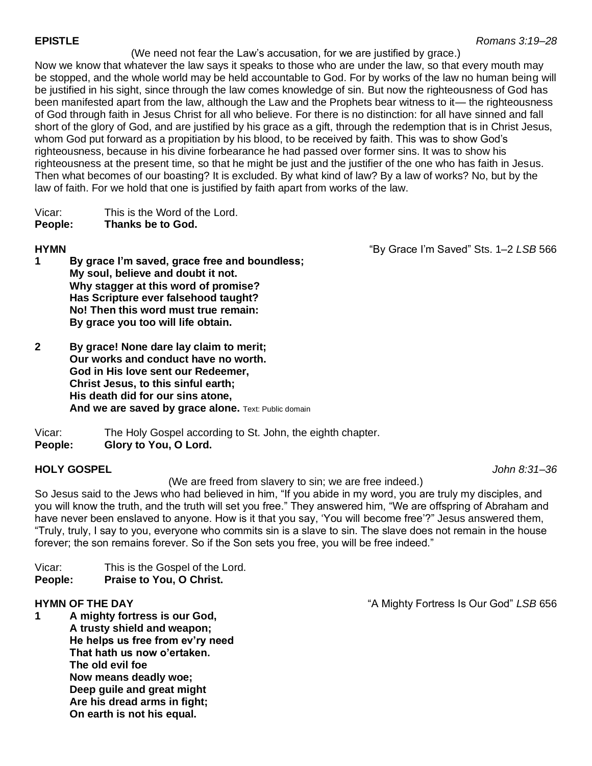**EPISTLE** *Romans 3:19–28*

(We need not fear the Law's accusation, for we are justified by grace.)

Now we know that whatever the law says it speaks to those who are under the law, so that every mouth may be stopped, and the whole world may be held accountable to God. For by works of the law no human being will be justified in his sight, since through the law comes knowledge of sin. But now the righteousness of God has been manifested apart from the law, although the Law and the Prophets bear witness to it— the righteousness of God through faith in Jesus Christ for all who believe. For there is no distinction: for all have sinned and fall short of the glory of God, and are justified by his grace as a gift, through the redemption that is in Christ Jesus, whom God put forward as a propitiation by his blood, to be received by faith. This was to show God's righteousness, because in his divine forbearance he had passed over former sins. It was to show his righteousness at the present time, so that he might be just and the justifier of the one who has faith in Jesus. Then what becomes of our boasting? It is excluded. By what kind of law? By a law of works? No, but by the law of faith. For we hold that one is justified by faith apart from works of the law.

Vicar: This is the Word of the Lord.
**People: Thanks be to God.**

**HYMN** "By Grace I'm Saved" Sts. 1–2 *LSB* 566

**1 By grace I'm saved, grace free and boundless;**
**My soul, believe and doubt it not.**
**Why stagger at this word of promise?**
**Has Scripture ever falsehood taught?**
**No! Then this word must true remain:**
**By grace you too will life obtain.**

**2 By grace! None dare lay claim to merit;**
**Our works and conduct have no worth.**
**God in His love sent our Redeemer,**
**Christ Jesus, to this sinful earth;**
**His death did for our sins atone,**
**And we are saved by grace alone.** Text: Public domain

Vicar: The Holy Gospel according to St. John, the eighth chapter.
**People: Glory to You, O Lord.**

**HOLY GOSPEL** *John 8:31–36*

(We are freed from slavery to sin; we are free indeed.)

So Jesus said to the Jews who had believed in him, "If you abide in my word, you are truly my disciples, and you will know the truth, and the truth will set you free." They answered him, "We are offspring of Abraham and have never been enslaved to anyone. How is it that you say, 'You will become free'?" Jesus answered them, "Truly, truly, I say to you, everyone who commits sin is a slave to sin. The slave does not remain in the house forever; the son remains forever. So if the Son sets you free, you will be free indeed."

Vicar: This is the Gospel of the Lord.
**People: Praise to You, O Christ.**

**HYMN OF THE DAY** "A Mighty Fortress Is Our God" *LSB* 656

**1 A mighty fortress is our God,**
**A trusty shield and weapon;**
**He helps us free from ev'ry need**
**That hath us now o'ertaken.**
**The old evil foe**
**Now means deadly woe;**
**Deep guile and great might**
**Are his dread arms in fight;**
**On earth is not his equal.**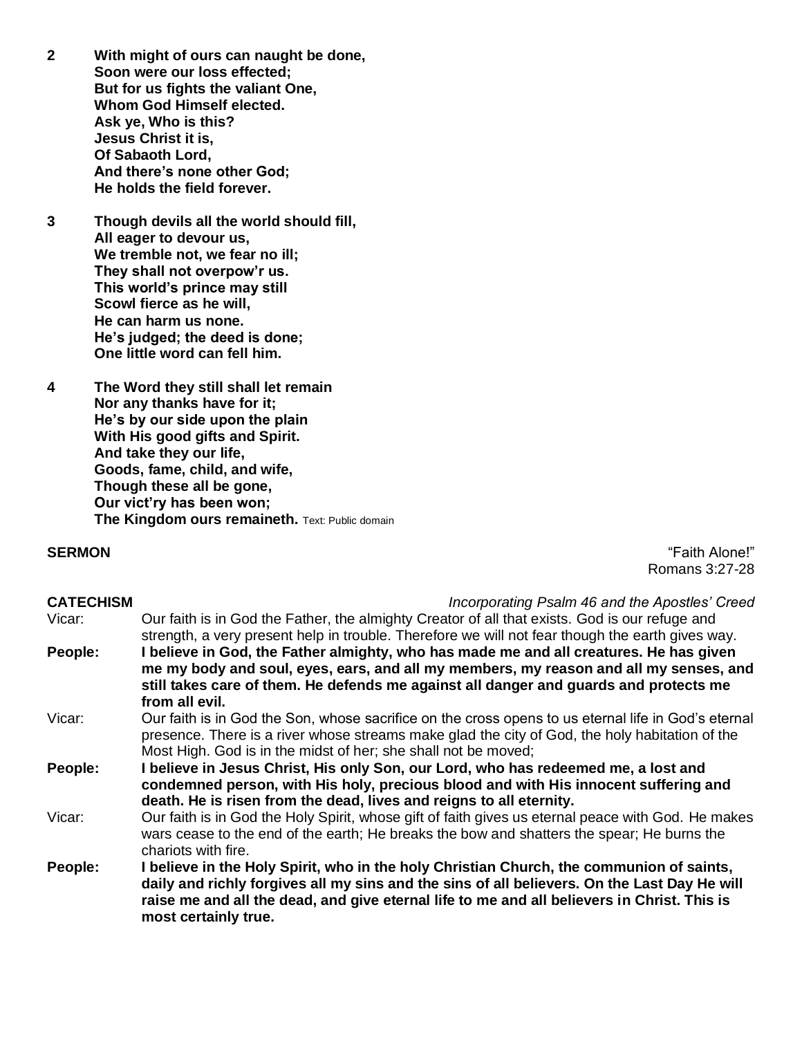**2 With might of ours can naught be done,**
**Soon were our loss effected;**
**But for us fights the valiant One,**
**Whom God Himself elected.**
**Ask ye, Who is this?**
**Jesus Christ it is,**
**Of Sabaoth Lord,**
**And there's none other God;**
**He holds the field forever.**

**3 Though devils all the world should fill,**
**All eager to devour us,**
**We tremble not, we fear no ill;**
**They shall not overpow'r us.**
**This world's prince may still**
**Scowl fierce as he will,**
**He can harm us none.**
**He's judged; the deed is done;**
**One little word can fell him.**

**4 The Word they still shall let remain**
**Nor any thanks have for it;**
**He's by our side upon the plain**
**With His good gifts and Spirit.**
**And take they our life,**
**Goods, fame, child, and wife,**
**Though these all be gone,**
**Our vict'ry has been won;**
**The Kingdom ours remaineth.** Text: Public domain

**SERMON** "Faith Alone!"
Romans 3:27-28

**CATECHISM** *Incorporating Psalm 46 and the Apostles' Creed*

Vicar: Our faith is in God the Father, the almighty Creator of all that exists. God is our refuge and strength, a very present help in trouble. Therefore we will not fear though the earth gives way.

**People: I believe in God, the Father almighty, who has made me and all creatures. He has given me my body and soul, eyes, ears, and all my members, my reason and all my senses, and still takes care of them. He defends me against all danger and guards and protects me from all evil.**

Vicar: Our faith is in God the Son, whose sacrifice on the cross opens to us eternal life in God's eternal presence. There is a river whose streams make glad the city of God, the holy habitation of the Most High. God is in the midst of her; she shall not be moved;

**People: I believe in Jesus Christ, His only Son, our Lord, who has redeemed me, a lost and condemned person, with His holy, precious blood and with His innocent suffering and death. He is risen from the dead, lives and reigns to all eternity.**

Vicar: Our faith is in God the Holy Spirit, whose gift of faith gives us eternal peace with God. He makes wars cease to the end of the earth; He breaks the bow and shatters the spear; He burns the chariots with fire.

**People: I believe in the Holy Spirit, who in the holy Christian Church, the communion of saints, daily and richly forgives all my sins and the sins of all believers. On the Last Day He will raise me and all the dead, and give eternal life to me and all believers in Christ. This is most certainly true.**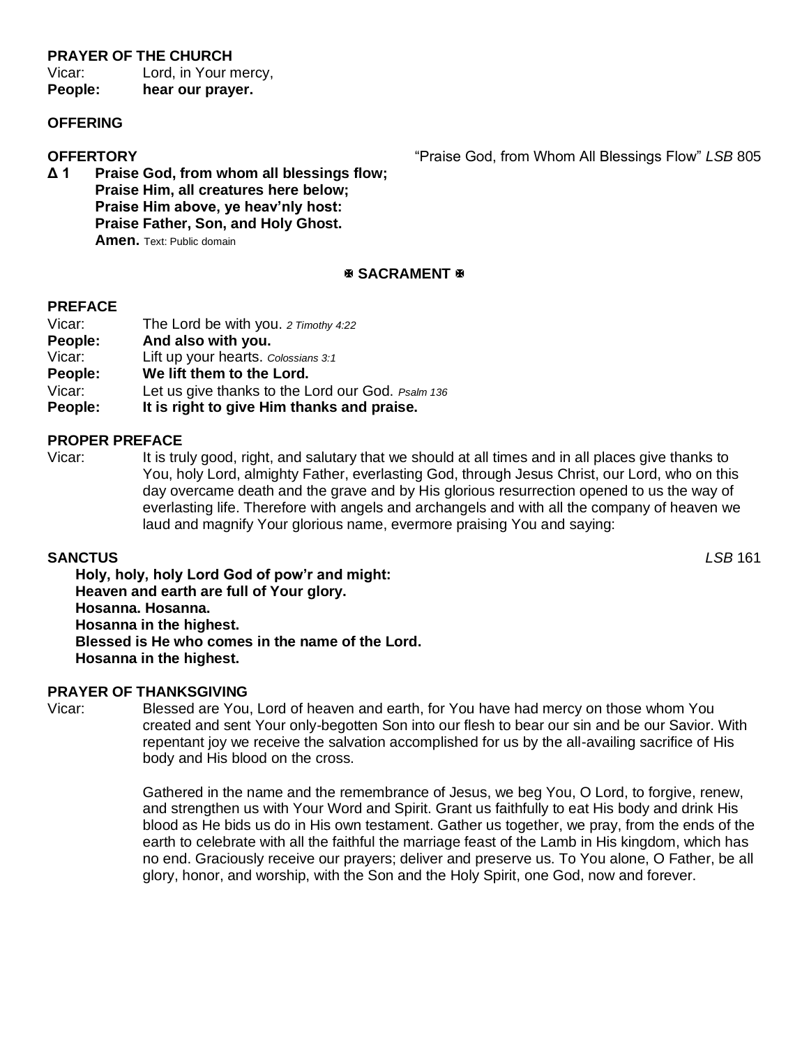**PRAYER OF THE CHURCH**

Vicar: Lord, in Your mercy,
**People: hear our prayer.**

**OFFERING**

**OFFERTORY** "Praise God, from Whom All Blessings Flow" *LSB* 805

**Δ 1 Praise God, from whom all blessings flow;
Praise Him, all creatures here below;
Praise Him above, ye heav'nly host:
Praise Father, Son, and Holy Ghost.
Amen.** Text: Public domain

**☩ SACRAMENT ☩**

**PREFACE**

Vicar: The Lord be with you. *2 Timothy 4:22*
**People: And also with you.**
Vicar: Lift up your hearts. *Colossians 3:1*
**People: We lift them to the Lord.**
Vicar: Let us give thanks to the Lord our God. *Psalm 136*
**People: It is right to give Him thanks and praise.**

**PROPER PREFACE**

Vicar: It is truly good, right, and salutary that we should at all times and in all places give thanks to You, holy Lord, almighty Father, everlasting God, through Jesus Christ, our Lord, who on this day overcame death and the grave and by His glorious resurrection opened to us the way of everlasting life. Therefore with angels and archangels and with all the company of heaven we laud and magnify Your glorious name, evermore praising You and saying:

**SANCTUS** *LSB* 161

**Holy, holy, holy Lord God of pow'r and might:
Heaven and earth are full of Your glory.
Hosanna. Hosanna.
Hosanna in the highest.
Blessed is He who comes in the name of the Lord.
Hosanna in the highest.**

**PRAYER OF THANKSGIVING**

Vicar: Blessed are You, Lord of heaven and earth, for You have had mercy on those whom You created and sent Your only-begotten Son into our flesh to bear our sin and be our Savior. With repentant joy we receive the salvation accomplished for us by the all-availing sacrifice of His body and His blood on the cross.

Gathered in the name and the remembrance of Jesus, we beg You, O Lord, to forgive, renew, and strengthen us with Your Word and Spirit. Grant us faithfully to eat His body and drink His blood as He bids us do in His own testament. Gather us together, we pray, from the ends of the earth to celebrate with all the faithful the marriage feast of the Lamb in His kingdom, which has no end. Graciously receive our prayers; deliver and preserve us. To You alone, O Father, be all glory, honor, and worship, with the Son and the Holy Spirit, one God, now and forever.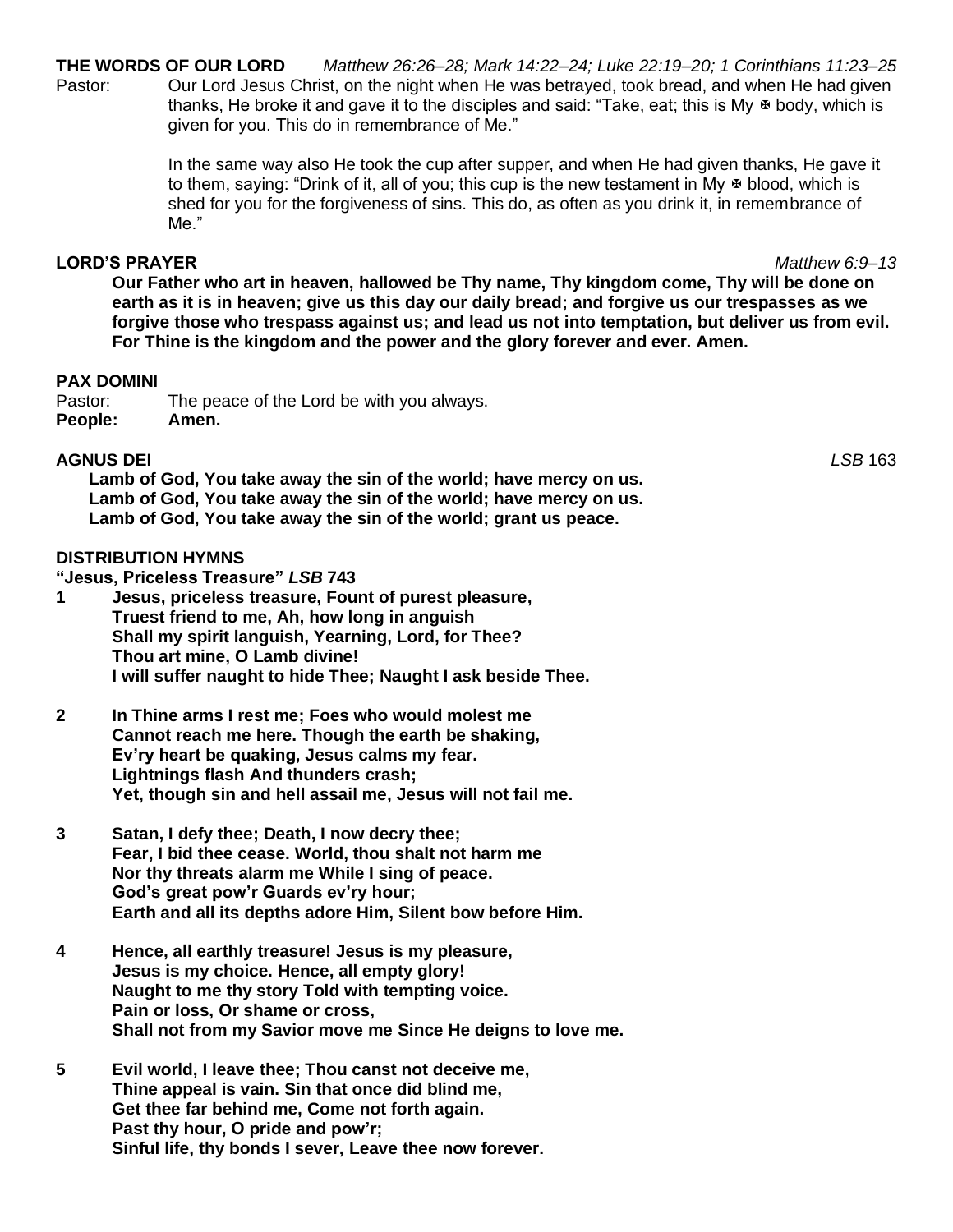**THE WORDS OF OUR LORD** *Matthew 26:26–28; Mark 14:22–24; Luke 22:19–20; 1 Corinthians 11:23–25*

Pastor: Our Lord Jesus Christ, on the night when He was betrayed, took bread, and when He had given thanks, He broke it and gave it to the disciples and said: "Take, eat; this is My ✠ body, which is given for you. This do in remembrance of Me."

In the same way also He took the cup after supper, and when He had given thanks, He gave it to them, saying: "Drink of it, all of you; this cup is the new testament in My ✠ blood, which is shed for you for the forgiveness of sins. This do, as often as you drink it, in remembrance of Me."

**LORD'S PRAYER** *Matthew 6:9–13*

**Our Father who art in heaven, hallowed be Thy name, Thy kingdom come, Thy will be done on earth as it is in heaven; give us this day our daily bread; and forgive us our trespasses as we forgive those who trespass against us; and lead us not into temptation, but deliver us from evil. For Thine is the kingdom and the power and the glory forever and ever. Amen.**

**PAX DOMINI**

Pastor: The peace of the Lord be with you always.
**People: Amen.**

**AGNUS DEI** *LSB* 163

**Lamb of God, You take away the sin of the world; have mercy on us.**
**Lamb of God, You take away the sin of the world; have mercy on us.**
**Lamb of God, You take away the sin of the world; grant us peace.**

**DISTRIBUTION HYMNS**

**"Jesus, Priceless Treasure" *LSB* 743**

**1 Jesus, priceless treasure, Fount of purest pleasure,**
**Truest friend to me, Ah, how long in anguish**
**Shall my spirit languish, Yearning, Lord, for Thee?**
**Thou art mine, O Lamb divine!**
**I will suffer naught to hide Thee; Naught I ask beside Thee.**

**2 In Thine arms I rest me; Foes who would molest me**
**Cannot reach me here. Though the earth be shaking,**
**Ev'ry heart be quaking, Jesus calms my fear.**
**Lightnings flash And thunders crash;**
**Yet, though sin and hell assail me, Jesus will not fail me.**

**3 Satan, I defy thee; Death, I now decry thee;**
**Fear, I bid thee cease. World, thou shalt not harm me**
**Nor thy threats alarm me While I sing of peace.**
**God's great pow'r Guards ev'ry hour;**
**Earth and all its depths adore Him, Silent bow before Him.**

**4 Hence, all earthly treasure! Jesus is my pleasure,**
**Jesus is my choice. Hence, all empty glory!**
**Naught to me thy story Told with tempting voice.**
**Pain or loss, Or shame or cross,**
**Shall not from my Savior move me Since He deigns to love me.**

**5 Evil world, I leave thee; Thou canst not deceive me,**
**Thine appeal is vain. Sin that once did blind me,**
**Get thee far behind me, Come not forth again.**
**Past thy hour, O pride and pow'r;**
**Sinful life, thy bonds I sever, Leave thee now forever.**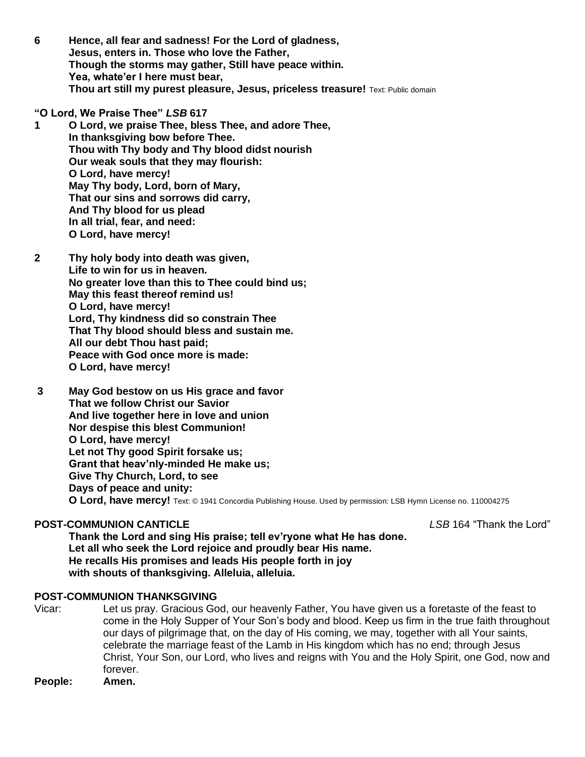**6 Hence, all fear and sadness! For the Lord of gladness,**
**Jesus, enters in. Those who love the Father,**
**Though the storms may gather, Still have peace within.**
**Yea, whate'er I here must bear,**
**Thou art still my purest pleasure, Jesus, priceless treasure!** Text: Public domain

**"O Lord, We Praise Thee"** ***LSB*** **617**

**1 O Lord, we praise Thee, bless Thee, and adore Thee,**
**In thanksgiving bow before Thee.**
**Thou with Thy body and Thy blood didst nourish**
**Our weak souls that they may flourish:**
**O Lord, have mercy!**
**May Thy body, Lord, born of Mary,**
**That our sins and sorrows did carry,**
**And Thy blood for us plead**
**In all trial, fear, and need:**
**O Lord, have mercy!**

**2 Thy holy body into death was given,**
**Life to win for us in heaven.**
**No greater love than this to Thee could bind us;**
**May this feast thereof remind us!**
**O Lord, have mercy!**
**Lord, Thy kindness did so constrain Thee**
**That Thy blood should bless and sustain me.**
**All our debt Thou hast paid;**
**Peace with God once more is made:**
**O Lord, have mercy!**

**3 May God bestow on us His grace and favor**
**That we follow Christ our Savior**
**And live together here in love and union**
**Nor despise this blest Communion!**
**O Lord, have mercy!**
**Let not Thy good Spirit forsake us;**
**Grant that heav'nly-minded He make us;**
**Give Thy Church, Lord, to see**
**Days of peace and unity:**
**O Lord, have mercy!** Text: © 1941 Concordia Publishing House. Used by permission: LSB Hymn License no. 110004275

**POST-COMMUNION CANTICLE** *LSB* 164 "Thank the Lord"

**Thank the Lord and sing His praise; tell ev'ryone what He has done.**
**Let all who seek the Lord rejoice and proudly bear His name.**
**He recalls His promises and leads His people forth in joy**
**with shouts of thanksgiving. Alleluia, alleluia.**

**POST-COMMUNION THANKSGIVING**

Vicar: Let us pray. Gracious God, our heavenly Father, You have given us a foretaste of the feast to come in the Holy Supper of Your Son's body and blood. Keep us firm in the true faith throughout our days of pilgrimage that, on the day of His coming, we may, together with all Your saints, celebrate the marriage feast of the Lamb in His kingdom which has no end; through Jesus Christ, Your Son, our Lord, who lives and reigns with You and the Holy Spirit, one God, now and forever.

**People: Amen.**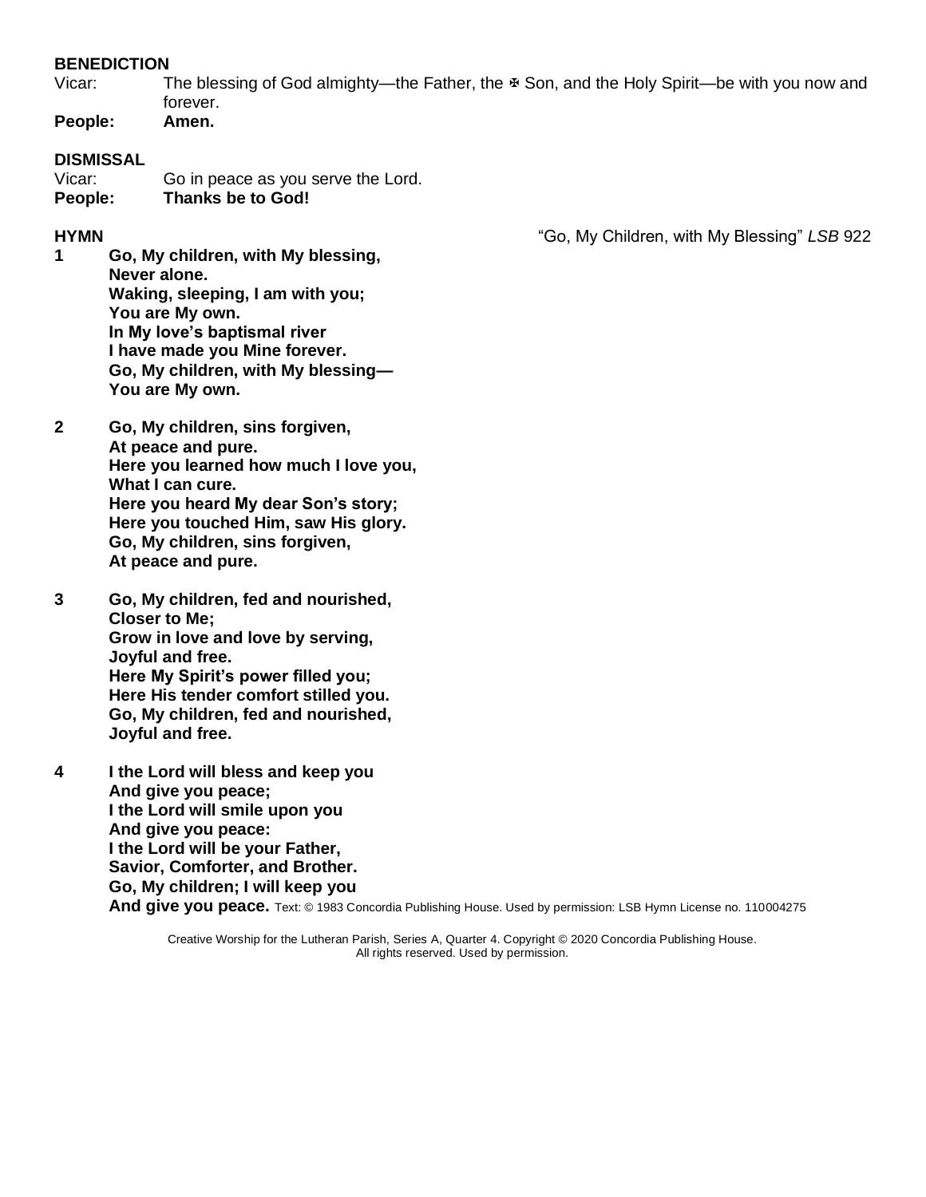**BENEDICTION**

Vicar: The blessing of God almighty—the Father, the ✠ Son, and the Holy Spirit—be with you now and forever.

**People: Amen.**

**DISMISSAL**

Vicar: Go in peace as you serve the Lord.

**People: Thanks be to God!**

**HYMN** "Go, My Children, with My Blessing" *LSB* 922

**1 Go, My children, with My blessing,**
**Never alone.**
**Waking, sleeping, I am with you;**
**You are My own.**
**In My love's baptismal river**
**I have made you Mine forever.**
**Go, My children, with My blessing—**
**You are My own.**

**2 Go, My children, sins forgiven,**
**At peace and pure.**
**Here you learned how much I love you,**
**What I can cure.**
**Here you heard My dear Son's story;**
**Here you touched Him, saw His glory.**
**Go, My children, sins forgiven,**
**At peace and pure.**

**3 Go, My children, fed and nourished,**
**Closer to Me;**
**Grow in love and love by serving,**
**Joyful and free.**
**Here My Spirit's power filled you;**
**Here His tender comfort stilled you.**
**Go, My children, fed and nourished,**
**Joyful and free.**

**4 I the Lord will bless and keep you**
**And give you peace;**
**I the Lord will smile upon you**
**And give you peace:**
**I the Lord will be your Father,**
**Savior, Comforter, and Brother.**
**Go, My children; I will keep you**
**And give you peace.** Text: © 1983 Concordia Publishing House. Used by permission: LSB Hymn License no. 110004275

Creative Worship for the Lutheran Parish, Series A, Quarter 4. Copyright © 2020 Concordia Publishing House. All rights reserved. Used by permission.